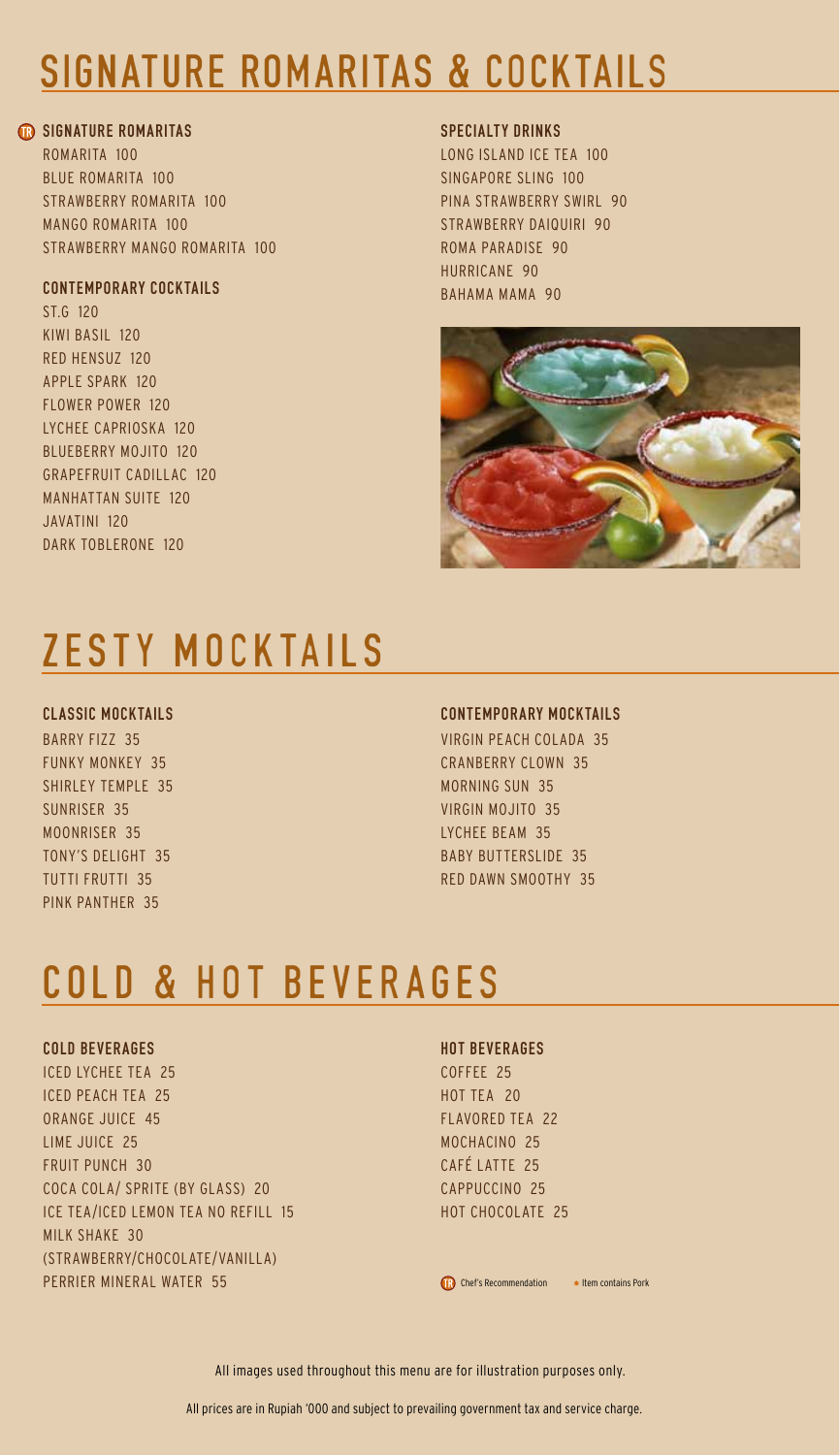# SIGNATURE ROMARITAS & COCKTAILS

### TR SIGNATURE ROMARITAS

ROMARITA 100
BLUE ROMARITA 100
STRAWBERRY ROMARITA 100
MANGO ROMARITA 100
STRAWBERRY MANGO ROMARITA 100

### CONTEMPORARY COCKTAILS

ST.G 120
KIWI BASIL 120
RED HENSUZ 120
APPLE SPARK 120
FLOWER POWER 120
LYCHEE CAPRIOSKA 120
BLUEBERRY MOJITO 120
GRAPEFRUIT CADILLAC 120
MANHATTAN SUITE 120
JAVATINI 120
DARK TOBLERONE 120

### SPECIALTY DRINKS

LONG ISLAND ICE TEA 100
SINGAPORE SLING 100
PINA STRAWBERRY SWIRL 90
STRAWBERRY DAIQUIRI 90
ROMA PARADISE 90
HURRICANE 90
BAHAMA MAMA 90

# ZESTY MOCKTAILS

### CLASSIC MOCKTAILS

BARRY FIZZ 35
FUNKY MONKEY 35
SHIRLEY TEMPLE 35
SUNRISER 35
MOONRISER 35
TONY'S DELIGHT 35
TUTTI FRUTTI 35
PINK PANTHER 35

### CONTEMPORARY MOCKTAILS

VIRGIN PEACH COLADA 35
CRANBERRY CLOWN 35
MORNING SUN 35
VIRGIN MOJITO 35
LYCHEE BEAM 35
BABY BUTTERSLIDE 35
RED DAWN SMOOTHY 35

# COLD & HOT BEVERAGES

### COLD BEVERAGES

ICED LYCHEE TEA 25
ICED PEACH TEA 25
ORANGE JUICE 45
LIME JUICE 25
FRUIT PUNCH 30
COCA COLA/ SPRITE (BY GLASS) 20
ICE TEA/ICED LEMON TEA NO REFILL 15
MILK SHAKE 30
(STRAWBERRY/CHOCOLATE/VANILLA)
PERRIER MINERAL WATER 55

### HOT BEVERAGES

COFFEE 25
HOT TEA 20
FLAVORED TEA 22
MOCHACINO 25
CAFÉ LATTE 25
CAPPUCCINO 25
HOT CHOCOLATE 25

TR Chef's Recommendation • Item contains Pork

All images used throughout this menu are for illustration purposes only.

All prices are in Rupiah '000 and subject to prevailing government tax and service charge.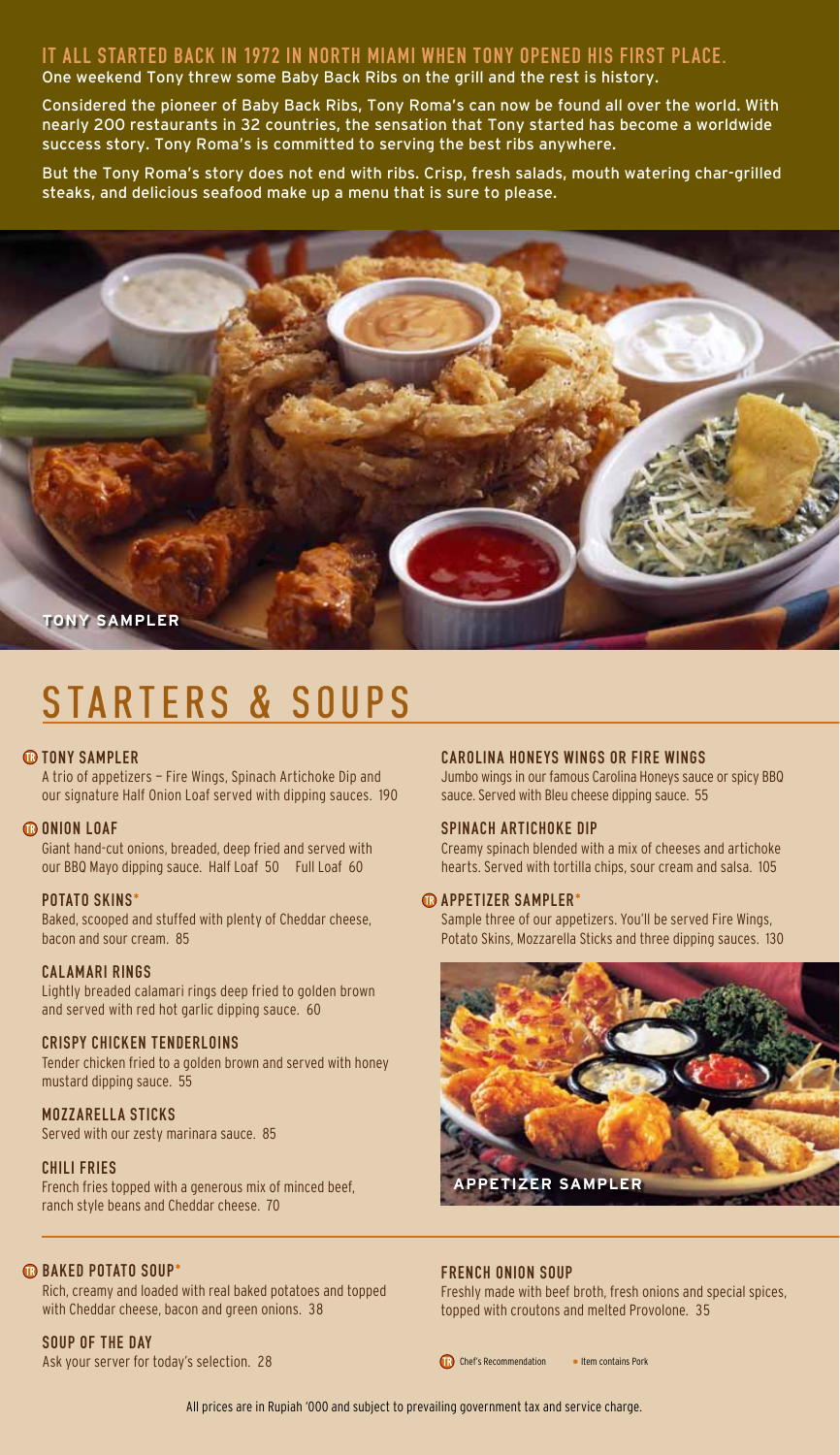## IT ALL STARTED BACK IN 1972 IN NORTH MIAMI WHEN TONY OPENED HIS FIRST PLACE.

One weekend Tony threw some Baby Back Ribs on the grill and the rest is history.

Considered the pioneer of Baby Back Ribs, Tony Roma's can now be found all over the world. With nearly 200 restaurants in 32 countries, the sensation that Tony started has become a worldwide success story. Tony Roma's is committed to serving the best ribs anywhere.

But the Tony Roma's story does not end with ribs. Crisp, fresh salads, mouth watering char-grilled steaks, and delicious seafood make up a menu that is sure to please.

TONY SAMPLER

# STARTERS & SOUPS

### TR TONY SAMPLER
A trio of appetizers — Fire Wings, Spinach Artichoke Dip and our signature Half Onion Loaf served with dipping sauces. 190

### TR ONION LOAF
Giant hand-cut onions, breaded, deep fried and served with our BBQ Mayo dipping sauce. Half Loaf 50 Full Loaf 60

### POTATO SKINS*
Baked, scooped and stuffed with plenty of Cheddar cheese, bacon and sour cream. 85

### CALAMARI RINGS
Lightly breaded calamari rings deep fried to golden brown and served with red hot garlic dipping sauce. 60

### CRISPY CHICKEN TENDERLOINS
Tender chicken fried to a golden brown and served with honey mustard dipping sauce. 55

### MOZZARELLA STICKS
Served with our zesty marinara sauce. 85

### CHILI FRIES
French fries topped with a generous mix of minced beef, ranch style beans and Cheddar cheese. 70

### CAROLINA HONEYS WINGS OR FIRE WINGS
Jumbo wings in our famous Carolina Honeys sauce or spicy BBQ sauce. Served with Bleu cheese dipping sauce. 55

### SPINACH ARTICHOKE DIP
Creamy spinach blended with a mix of cheeses and artichoke hearts. Served with tortilla chips, sour cream and salsa. 105

### TR APPETIZER SAMPLER*
Sample three of our appetizers. You'll be served Fire Wings, Potato Skins, Mozzarella Sticks and three dipping sauces. 130

APPETIZER SAMPLER

### TR BAKED POTATO SOUP*
Rich, creamy and loaded with real baked potatoes and topped with Cheddar cheese, bacon and green onions. 38

### SOUP OF THE DAY
Ask your server for today's selection. 28

### FRENCH ONION SOUP
Freshly made with beef broth, fresh onions and special spices, topped with croutons and melted Provolone. 35

TR Chef's Recommendation • Item contains Pork

All prices are in Rupiah '000 and subject to prevailing government tax and service charge.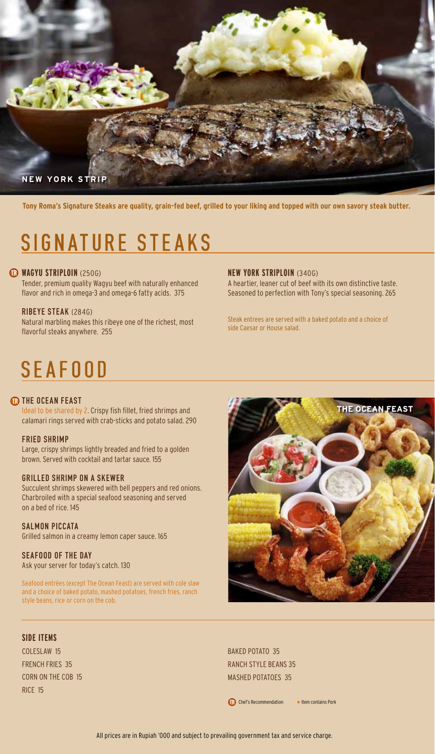NEW YORK STRIP

**Tony Roma's Signature Steaks are quality, grain-fed beef, grilled to your liking and topped with our own savory steak butter.**

# SIGNATURE STEAKS

### TR WAGYU STRIPLOIN (250G)

Tender, premium quality Wagyu beef with naturally enhanced flavor and rich in omega-3 and omega-6 fatty acids. 375

### RIBEYE STEAK (284G)

Natural marbling makes this ribeye one of the richest, most flavorful steaks anywhere. 255

### NEW YORK STRIPLOIN (340G)

A heartier, leaner cut of beef with its own distinctive taste. Seasoned to perfection with Tony's special seasoning. 265

Steak entrees are served with a baked potato and a choice of side Caesar or House salad.

# SEAFOOD

### TR THE OCEAN FEAST

Ideal to be shared by 2. Crispy fish fillet, fried shrimps and calamari rings served with crab-sticks and potato salad. 290

### FRIED SHRIMP

Large, crispy shrimps lightly breaded and fried to a golden brown. Served with cocktail and tartar sauce. 155

### GRILLED SHRIMP ON A SKEWER

Succulent shrimps skewered with bell peppers and red onions. Charbroiled with a special seafood seasoning and served on a bed of rice. 145

### SALMON PICCATA

Grilled salmon in a creamy lemon caper sauce. 165

### SEAFOOD OF THE DAY

Ask your server for today's catch. 130

Seafood entrées (except The Ocean Feast) are served with cole slaw and a choice of baked potato, mashed potatoes, french fries, ranch style beans, rice or corn on the cob.

THE OCEAN FEAST

### SIDE ITEMS

COLESLAW 15
FRENCH FRIES 35
CORN ON THE COB 15
RICE 15
BAKED POTATO 35
RANCH STYLE BEANS 35
MASHED POTATOES 35

TR Chef's Recommendation • Item contains Pork

All prices are in Rupiah '000 and subject to prevailing government tax and service charge.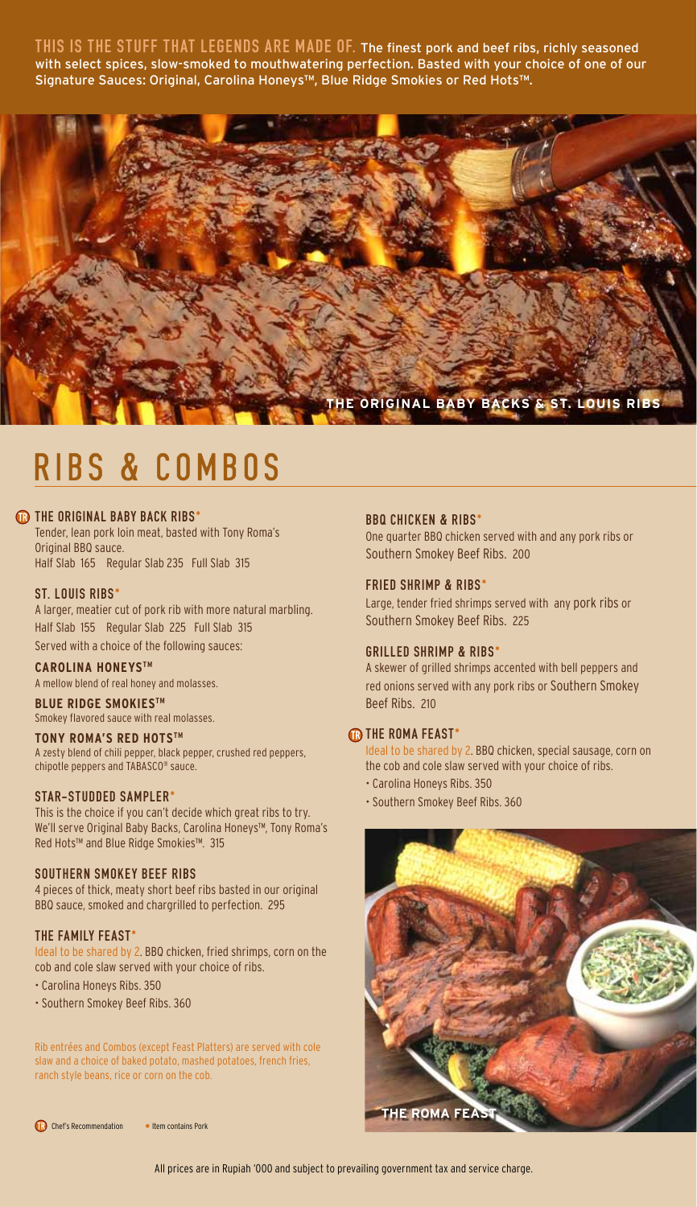**THIS IS THE STUFF THAT LEGENDS ARE MADE OF.** The finest pork and beef ribs, richly seasoned with select spices, slow-smoked to mouthwatering perfection. Basted with your choice of one of our Signature Sauces: Original, Carolina Honeys™, Blue Ridge Smokies or Red Hots™.

THE ORIGINAL BABY BACKS & ST. LOUIS RIBS

# RIBS & COMBOS

### TR THE ORIGINAL BABY BACK RIBS*

Tender, lean pork loin meat, basted with Tony Roma's Original BBQ sauce.
Half Slab 165 Regular Slab 235 Full Slab 315

### ST. LOUIS RIBS*

A larger, meatier cut of pork rib with more natural marbling.
Half Slab 155 Regular Slab 225 Full Slab 315
Served with a choice of the following sauces:

**CAROLINA HONEYS™**
A mellow blend of real honey and molasses.

**BLUE RIDGE SMOKIES™**
Smokey flavored sauce with real molasses.

**TONY ROMA'S RED HOTS™**
A zesty blend of chili pepper, black pepper, crushed red peppers, chipotle peppers and TABASCO® sauce.

### STAR-STUDDED SAMPLER*

This is the choice if you can't decide which great ribs to try. We'll serve Original Baby Backs, Carolina Honeys™, Tony Roma's Red Hots™ and Blue Ridge Smokies™. 315

### SOUTHERN SMOKEY BEEF RIBS

4 pieces of thick, meaty short beef ribs basted in our original BBQ sauce, smoked and chargrilled to perfection. 295

### THE FAMILY FEAST*

Ideal to be shared by 2. BBQ chicken, fried shrimps, corn on the cob and cole slaw served with your choice of ribs.

- Carolina Honeys Ribs. 350
- Southern Smokey Beef Ribs. 360

Rib entrées and Combos (except Feast Platters) are served with cole slaw and a choice of baked potato, mashed potatoes, french fries, ranch style beans, rice or corn on the cob.

### BBQ CHICKEN & RIBS*

One quarter BBQ chicken served with and any pork ribs or Southern Smokey Beef Ribs. 200

### FRIED SHRIMP & RIBS*

Large, tender fried shrimps served with any pork ribs or Southern Smokey Beef Ribs. 225

### GRILLED SHRIMP & RIBS*

A skewer of grilled shrimps accented with bell peppers and red onions served with any pork ribs or Southern Smokey Beef Ribs. 210

### TR THE ROMA FEAST*

Ideal to be shared by 2. BBQ chicken, special sausage, corn on the cob and cole slaw served with your choice of ribs.

- Carolina Honeys Ribs. 350
- Southern Smokey Beef Ribs. 360

THE ROMA FEAST

TR Chef's Recommendation * Item contains Pork

All prices are in Rupiah '000 and subject to prevailing government tax and service charge.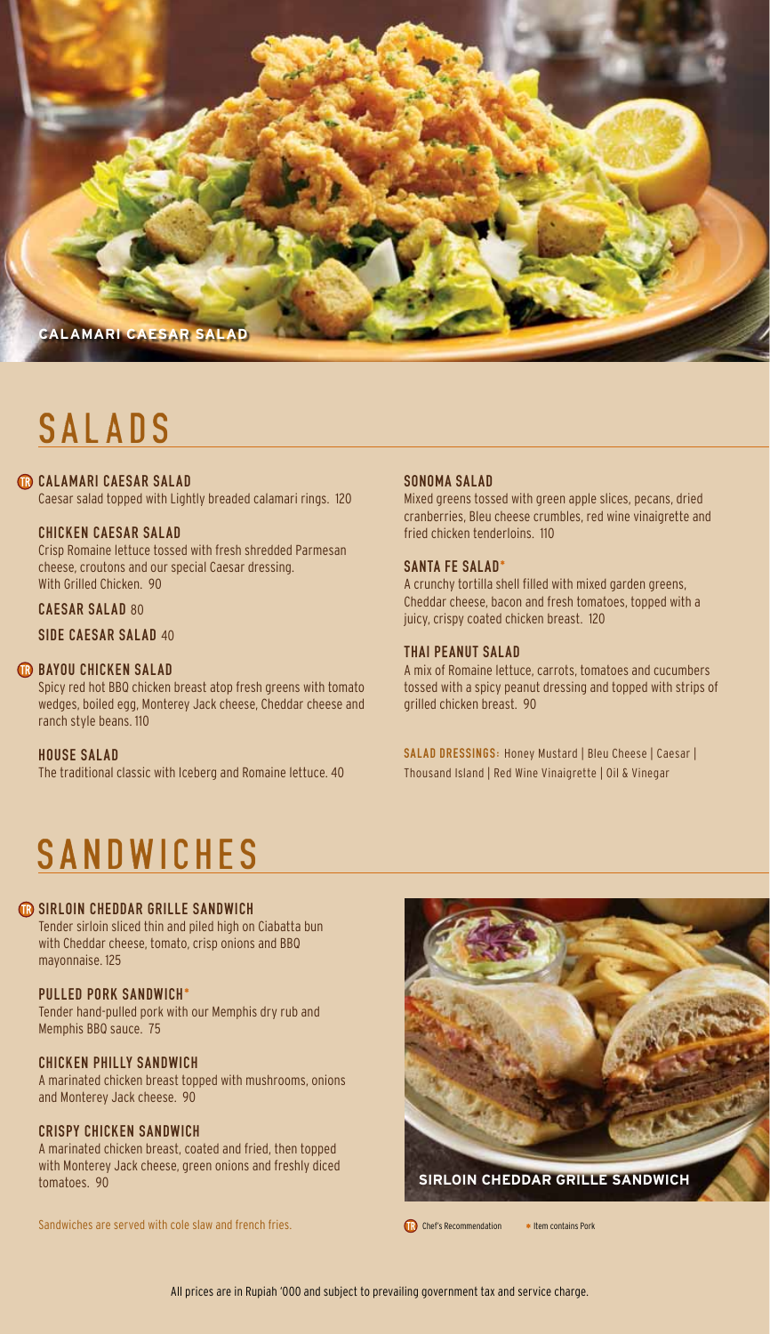CALAMARI CAESAR SALAD

# SALADS

**CALAMARI CAESAR SALAD** (TR)
Caesar salad topped with Lightly breaded calamari rings. 120

**CHICKEN CAESAR SALAD**
Crisp Romaine lettuce tossed with fresh shredded Parmesan cheese, croutons and our special Caesar dressing. With Grilled Chicken. 90

**CAESAR SALAD** 80

**SIDE CAESAR SALAD** 40

**BAYOU CHICKEN SALAD** (TR)
Spicy red hot BBQ chicken breast atop fresh greens with tomato wedges, boiled egg, Monterey Jack cheese, Cheddar cheese and ranch style beans. 110

**HOUSE SALAD**
The traditional classic with Iceberg and Romaine lettuce. 40

**SONOMA SALAD**
Mixed greens tossed with green apple slices, pecans, dried cranberries, Bleu cheese crumbles, red wine vinaigrette and fried chicken tenderloins. 110

**SANTA FE SALAD***
A crunchy tortilla shell filled with mixed garden greens, Cheddar cheese, bacon and fresh tomatoes, topped with a juicy, crispy coated chicken breast. 120

**THAI PEANUT SALAD**
A mix of Romaine lettuce, carrots, tomatoes and cucumbers tossed with a spicy peanut dressing and topped with strips of grilled chicken breast. 90

**SALAD DRESSINGS:** Honey Mustard | Bleu Cheese | Caesar | Thousand Island | Red Wine Vinaigrette | Oil & Vinegar

# SANDWICHES

**SIRLOIN CHEDDAR GRILLE SANDWICH** (TR)
Tender sirloin sliced thin and piled high on Ciabatta bun with Cheddar cheese, tomato, crisp onions and BBQ mayonnaise. 125

**PULLED PORK SANDWICH***
Tender hand-pulled pork with our Memphis dry rub and Memphis BBQ sauce. 75

**CHICKEN PHILLY SANDWICH**
A marinated chicken breast topped with mushrooms, onions and Monterey Jack cheese. 90

**CRISPY CHICKEN SANDWICH**
A marinated chicken breast, coated and fried, then topped with Monterey Jack cheese, green onions and freshly diced tomatoes. 90

Sandwiches are served with cole slaw and french fries.

SIRLOIN CHEDDAR GRILLE SANDWICH

(TR) Chef's Recommendation * Item contains Pork

All prices are in Rupiah '000 and subject to prevailing government tax and service charge.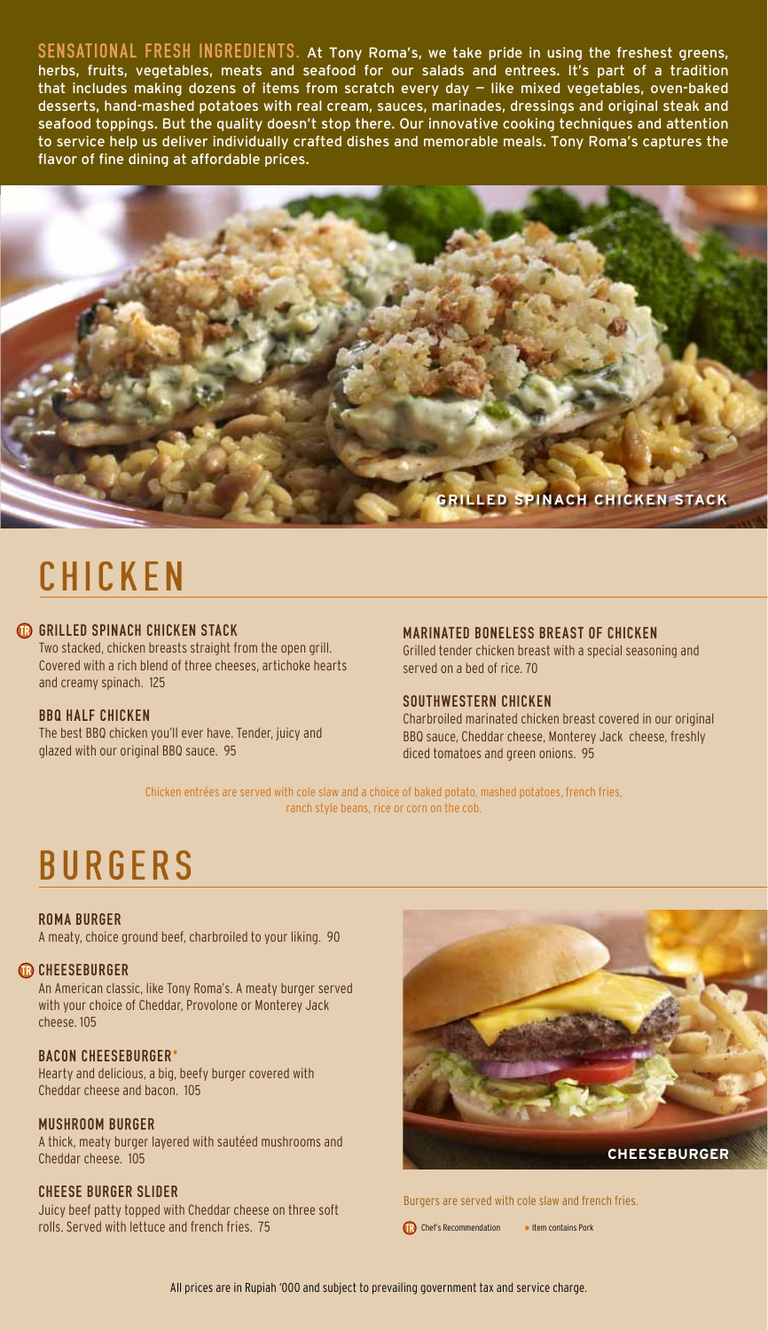**SENSATIONAL FRESH INGREDIENTS.** At Tony Roma's, we take pride in using the freshest greens, herbs, fruits, vegetables, meats and seafood for our salads and entrees. It's part of a tradition that includes making dozens of items from scratch every day — like mixed vegetables, oven-baked desserts, hand-mashed potatoes with real cream, sauces, marinades, dressings and original steak and seafood toppings. But the quality doesn't stop there. Our innovative cooking techniques and attention to service help us deliver individually crafted dishes and memorable meals. Tony Roma's captures the flavor of fine dining at affordable prices.

GRILLED SPINACH CHICKEN STACK

# CHICKEN

### TR GRILLED SPINACH CHICKEN STACK

Two stacked, chicken breasts straight from the open grill. Covered with a rich blend of three cheeses, artichoke hearts and creamy spinach. 125

### BBQ HALF CHICKEN

The best BBQ chicken you'll ever have. Tender, juicy and glazed with our original BBQ sauce. 95

### MARINATED BONELESS BREAST OF CHICKEN

Grilled tender chicken breast with a special seasoning and served on a bed of rice. 70

### SOUTHWESTERN CHICKEN

Charbroiled marinated chicken breast covered in our original BBQ sauce, Cheddar cheese, Monterey Jack cheese, freshly diced tomatoes and green onions. 95

Chicken entrées are served with cole slaw and a choice of baked potato, mashed potatoes, french fries, ranch style beans, rice or corn on the cob.

# BURGERS

### ROMA BURGER

A meaty, choice ground beef, charbroiled to your liking. 90

### TR CHEESEBURGER

An American classic, like Tony Roma's. A meaty burger served with your choice of Cheddar, Provolone or Monterey Jack cheese. 105

### BACON CHEESEBURGER*

Hearty and delicious, a big, beefy burger covered with Cheddar cheese and bacon. 105

### MUSHROOM BURGER

A thick, meaty burger layered with sautéed mushrooms and Cheddar cheese. 105

### CHEESE BURGER SLIDER

Juicy beef patty topped with Cheddar cheese on three soft rolls. Served with lettuce and french fries. 75

CHEESEBURGER

Burgers are served with cole slaw and french fries.

TR Chef's Recommendation • Item contains Pork

All prices are in Rupiah '000 and subject to prevailing government tax and service charge.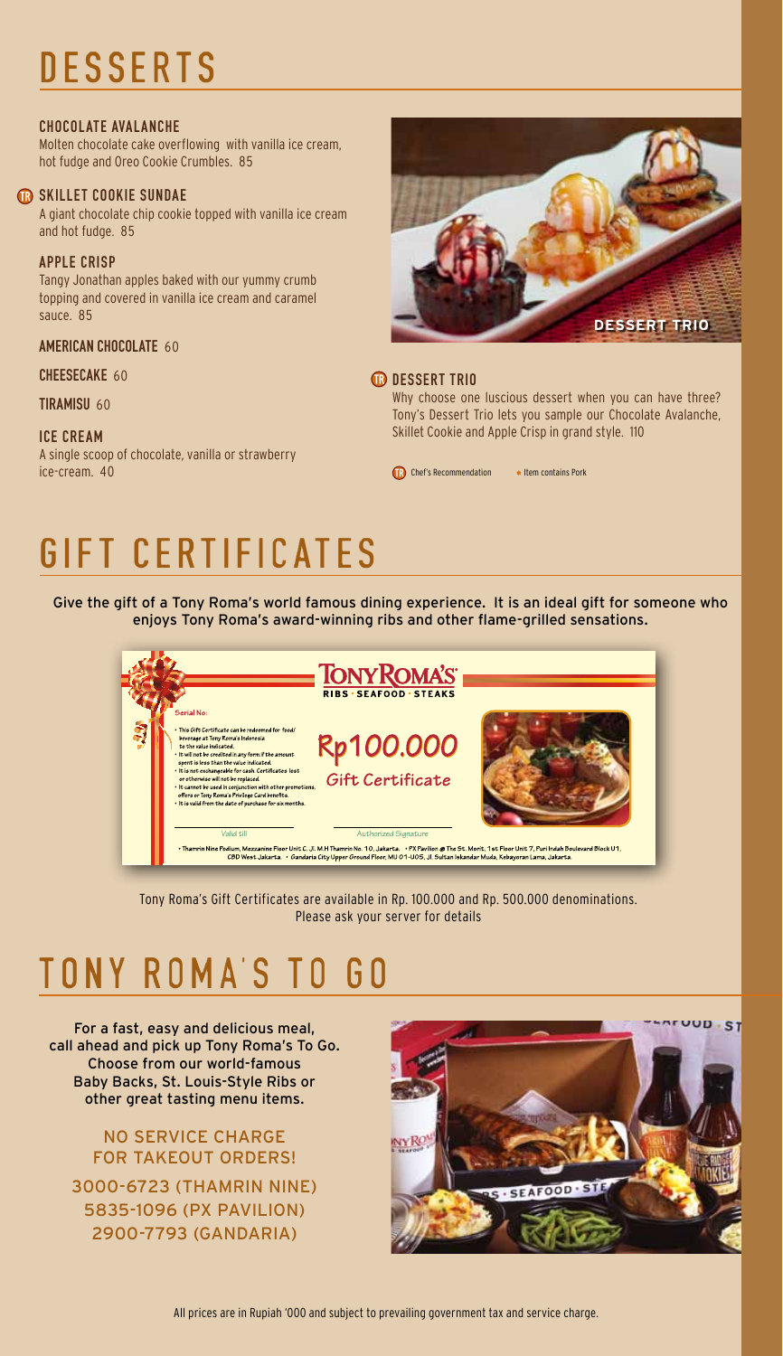# DESSERTS

### CHOCOLATE AVALANCHE

Molten chocolate cake overflowing with vanilla ice cream, hot fudge and Oreo Cookie Crumbles. 85

### TR SKILLET COOKIE SUNDAE

A giant chocolate chip cookie topped with vanilla ice cream and hot fudge. 85

### APPLE CRISP

Tangy Jonathan apples baked with our yummy crumb topping and covered in vanilla ice cream and caramel sauce. 85

### AMERICAN CHOCOLATE 60

### CHEESECAKE 60

### TIRAMISU 60

### ICE CREAM

A single scoop of chocolate, vanilla or strawberry ice-cream. 40

DESSERT TRIO

### TR DESSERT TRIO

Why choose one luscious dessert when you can have three? Tony's Dessert Trio lets you sample our Chocolate Avalanche, Skillet Cookie and Apple Crisp in grand style. 110

TR Chef's Recommendation • Item contains Pork

# GIFT CERTIFICATES

**Give the gift of a Tony Roma's world famous dining experience. It is an ideal gift for someone who enjoys Tony Roma's award-winning ribs and other flame-grilled sensations.**

TONY ROMA'S
RIBS · SEAFOOD · STEAKS

Serial No:

- This Gift Certificate can be redeemed for food/beverage at Tony Roma's Indonesia to the value indicated.
- It will not be credited in any form if the amount spent is less than the value indicated.
- It is not exchangeable for cash. Certificates lost or otherwise will not be replaced.
- It cannot be used in conjunction with other promotions, offers or Tony Roma's Privilege Card benefits.
- It is valid from the date of purchase for six months.

Rp100.000
Gift Certificate

Valid till

Authorized Signature

• Thamrin Nine Podium, Mezzanine Floor Unit C, Jl. M.H Thamrin No. 10, Jakarta. • PX Pavilion @ The St. Moritz, 1st Floor Unit 7, Puri Indah Boulevard Block U1, CBD West Jakarta. • Gandaria City Upper Ground Floor, MU 01-U05, Jl. Sultan Iskandar Muda, Kebayoran Lama, Jakarta.

Tony Roma's Gift Certificates are available in Rp. 100.000 and Rp. 500.000 denominations. Please ask your server for details

# TONY ROMA'S TO GO

**For a fast, easy and delicious meal, call ahead and pick up Tony Roma's To Go. Choose from our world-famous Baby Backs, St. Louis-Style Ribs or other great tasting menu items.**

NO SERVICE CHARGE FOR TAKEOUT ORDERS!

3000-6723 (THAMRIN NINE)
5835-1096 (PX PAVILION)
2900-7793 (GANDARIA)

All prices are in Rupiah '000 and subject to prevailing government tax and service charge.